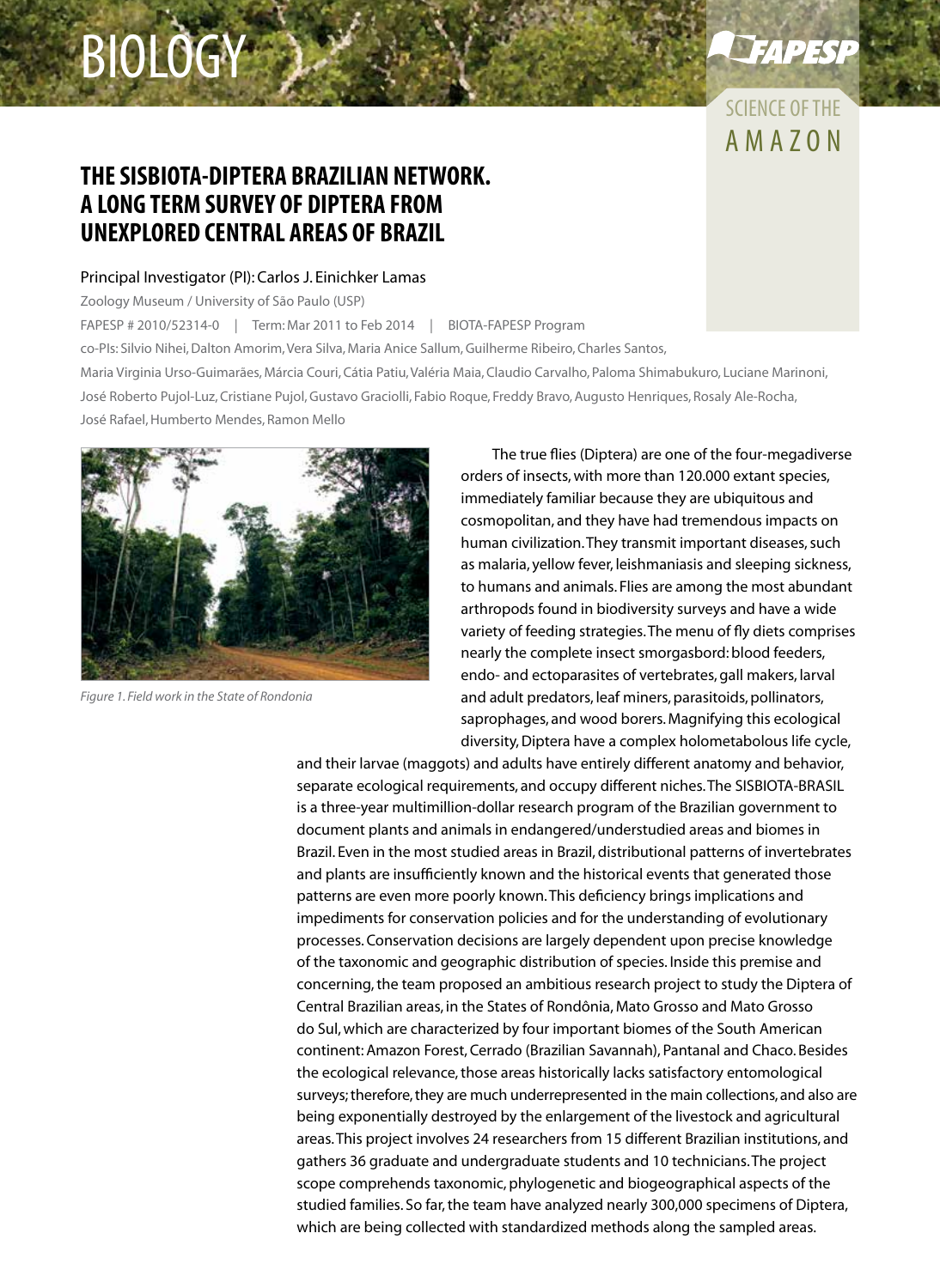BIOLOGY

SCIENCE OF THE AMAZON

# THE SISBIOTA-DIPTERA BRAZILIAN NETWORK. A LONG TERM SURVEY OF DIPTERA FROM UNEXPLORED CENTRAL AREAS OF BRAZIL

Principal Investigator (PI): Carlos J. Einichker Lamas

Zoology Museum / University of São Paulo (USP)

FAPESP # 2010/52314-0 | Term: Mar 2011 to Feb 2014 | BIOTA-FAPESP Program

co-PIs: Silvio Nihei, Dalton Amorim, Vera Silva, Maria Anice Sallum, Guilherme Ribeiro, Charles Santos, Maria Virginia Urso-Guimarães, Márcia Couri, Cátia Patiu, Valéria Maia, Claudio Carvalho, Paloma Shimabukuro, Luciane Marinoni, José Roberto Pujol-Luz, Cristiane Pujol, Gustavo Graciolli, Fabio Roque, Freddy Bravo, Augusto Henriques, Rosaly Ale-Rocha, José Rafael, Humberto Mendes, Ramon Mello

*Figure 1. Field work in the State of Rondonia*

The true flies (Diptera) are one of the four-megadiverse orders of insects, with more than 120.000 extant species, immediately familiar because they are ubiquitous and cosmopolitan, and they have had tremendous impacts on human civilization. They transmit important diseases, such as malaria, yellow fever, leishmaniases and sleeping sickness, to humans and animals. Flies are among the most abundant arthropods found in biodiversity surveys and have a wide variety of feeding strategies. The menu of fly diets comprises nearly the complete insect smorgasbord: blood feeders, endo- and ectoparasites of vertebrates, gall makers, larval and adult predators, leaf miners, parasitoids, pollinators, saprophages, and wood borers. Magnifying this ecological diversity, Diptera have a complex holometabolous life cycle, and their larvae (maggots) and adults have entirely different anatomy and behavior, separate ecological requirements, and occupy different niches. The SISBIOTA-BRASIL is a three-year multimillion-dollar research program of the Brazilian government to document plants and animals in endangered/understudied areas and biomes in Brazil. Even in the most studied areas in Brazil, distributional patterns of invertebrates and plants are insufficiently known and the historical events that generated those patterns are even more poorly known. This deficiency brings implications and impediments for conservation policies and for the understanding of evolutionary processes. Conservation decisions are largely dependent upon precise knowledge of the taxonomic and geographic distribution of species. Inside this premise and concerning, the team proposed an ambitious research project to study the Diptera of Central Brazilian areas, in the States of Rondônia, Mato Grosso and Mato Grosso do Sul, which are characterized by four important biomes of the South American continent: Amazon Forest, Cerrado (Brazilian Savannah), Pantanal and Chaco. Besides the ecological relevance, those areas historically lacks satisfactory entomological surveys; therefore, they are much underrepresented in the main collections, and also are being exponentially destroyed by the enlargement of the livestock and agricultural areas. This project involves 24 researchers from 15 different Brazilian institutions, and gathers 36 graduate and undergraduate students and 10 technicians. The project scope comprehends taxonomic, phylogenetic and biogeographical aspects of the studied families. So far, the team have analyzed nearly 300,000 specimens of Diptera, which are being collected with standardized methods along the sampled areas.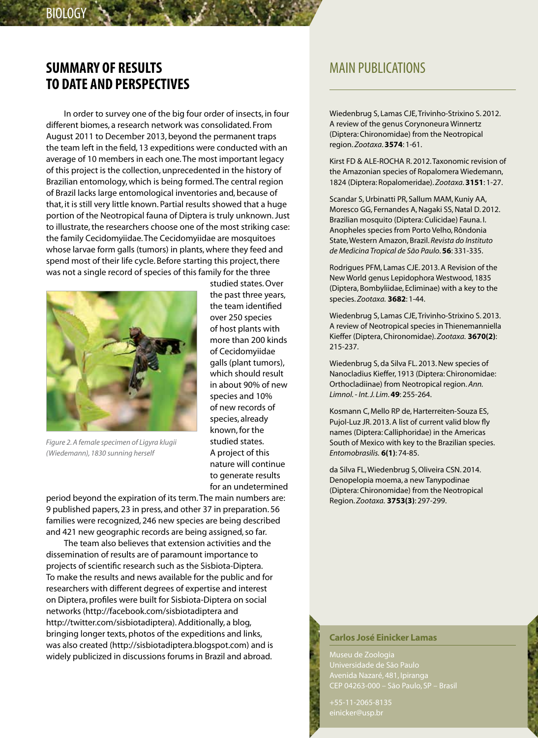## SUMMARY OF RESULTS TO DATE AND PERSPECTIVES

In order to survey one of the big four order of insects, in four different biomes, a research network was consolidated. From August 2011 to December 2013, beyond the permanent traps the team left in the field, 13 expeditions were conducted with an average of 10 members in each one. The most important legacy of this project is the collection, unprecedented in the history of Brazilian entomology, which is being formed. The central region of Brazil lacks large entomological inventories and, because of that, it is still very little known. Partial results showed that a huge portion of the Neotropical fauna of Diptera is truly unknown. Just to illustrate, the researchers choose one of the most striking case: the family Cecidomyiidae. The Cecidomyiidae are mosquitoes whose larvae form galls (tumors) in plants, where they feed and spend most of their life cycle. Before starting this project, there was not a single record of species of this family for the three studied states. Over the past three years, the team identified over 250 species of host plants with more than 200 kinds of Cecidomyiidae galls (plant tumors), which should result in about 90% of new species and 10% of new records of species, already known, for the studied states. A project of this nature will continue to generate results for an undetermined period beyond the expiration of its term. The main numbers are: 9 published papers, 23 in press, and other 37 in preparation. 56 families were recognized, 246 new species are being described and 421 new geographic records are being assigned, so far.

*Figure 2. A female specimen of Ligyra klugii (Wiedemann), 1830 sunning herself*

The team also believes that extension activities and the dissemination of results are of paramount importance to projects of scientific research such as the Sisbiota-Diptera. To make the results and news available for the public and for researchers with different degrees of expertise and interest on Diptera, profiles were built for Sisbiota-Diptera on social networks (http://facebook.com/sisbiotadiptera and http://twitter.com/sisbiotadiptera). Additionally, a blog, bringing longer texts, photos of the expeditions and links, was also created (http://sisbiotadiptera.blogspot.com) and is widely publicized in discussions forums in Brazil and abroad.

## MAIN PUBLICATIONS

Wiedenbrug S, Lamas CJE, Trivinho-Strixino S. 2012. A review of the genus Corynoneura Winnertz (Diptera: Chironomidae) from the Neotropical region. *Zootaxa*. **3574**: 1-61.

Kirst FD & ALE-ROCHA R. 2012. Taxonomic revision of the Amazonian species of Ropalomera Wiedemann, 1824 (Diptera: Ropalomeridae). *Zootaxa*. **3151**: 1-27.

Scandar S, Urbinatti PR, Sallum MAM, Kuniy AA, Moresco GG, Fernandes A, Nagaki SS, Natal D. 2012. Brazilian mosquito (Diptera: Culicidae) Fauna. I. Anopheles species from Porto Velho, Rôndonia State, Western Amazon, Brazil. *Revista do Instituto de Medicina Tropical de São Paulo*. **56**: 331-335.

Rodrigues PFM, Lamas CJE. 2013. A Revision of the New World genus Lepidophora Westwood, 1835 (Diptera, Bombyliidae, Ecliminae) with a key to the species. *Zootaxa.* **3682**: 1-44.

Wiedenbrug S, Lamas CJE, Trivinho-Strixino S. 2013. A review of Neotropical species in Thienemanniella Kieffer (Diptera, Chironomidae). *Zootaxa.* **3670(2)**: 215-237.

Wiedenbrug S, da Silva FL. 2013. New species of Nanocladius Kieffer, 1913 (Diptera: Chironomidae: Orthocladiinae) from Neotropical region. *Ann. Limnol. - Int. J. Lim*. **49**: 255-264.

Kosmann C, Mello RP de, Harterreiten-Souza ES, Pujol-Luz JR. 2013. A list of current valid blow fly names (Diptera: Calliphoridae) in the Americas South of Mexico with key to the Brazilian species. *Entomobrasilis.* **6(1)**: 74-85.

da Silva FL, Wiedenbrug S, Oliveira CSN. 2014. Denopelopia moema, a new Tanypodinae (Diptera: Chironomidae) from the Neotropical Region. *Zootaxa.* **3753(3)**: 297-299.

**Carlos José Einicker Lamas**

Museu de Zoologia
Universidade de São Paulo
Avenida Nazaré, 481, Ipiranga
CEP 04263-000 – São Paulo, SP – Brasil

+55-11-2065-8135
einicker@usp.br